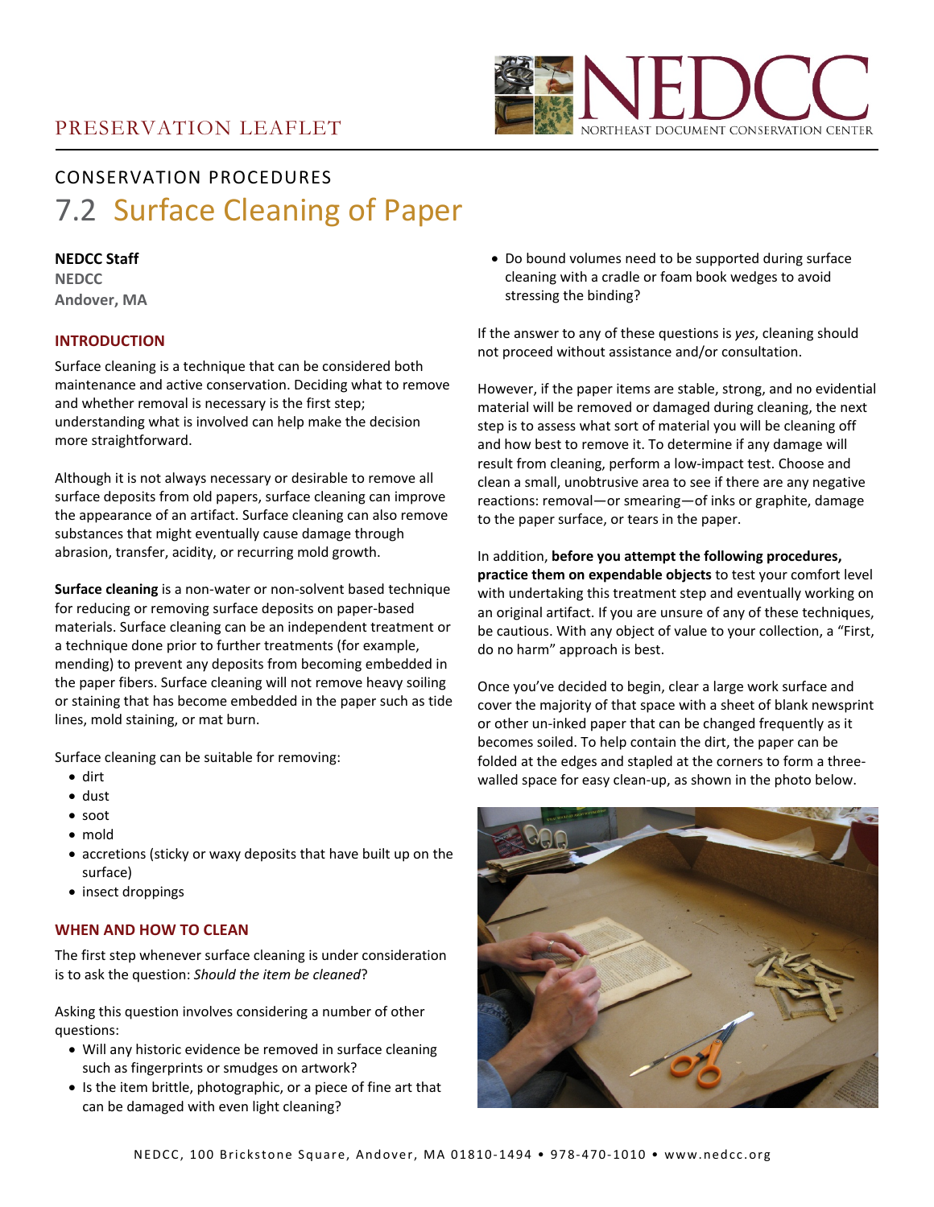PRESERVATION LEAFLET

NEDCC — NORTHEAST DOCUMENT CONSERVATION CENTER

CONSERVATION PROCEDURES

# 7.2 Surface Cleaning of Paper

**NEDCC Staff**
**NEDCC**
**Andover, MA**

## INTRODUCTION

Surface cleaning is a technique that can be considered both maintenance and active conservation. Deciding what to remove and whether removal is necessary is the first step; understanding what is involved can help make the decision more straightforward.

Although it is not always necessary or desirable to remove all surface deposits from old papers, surface cleaning can improve the appearance of an artifact. Surface cleaning can also remove substances that might eventually cause damage through abrasion, transfer, acidity, or recurring mold growth.

**Surface cleaning** is a non-water or non-solvent based technique for reducing or removing surface deposits on paper-based materials. Surface cleaning can be an independent treatment or a technique done prior to further treatments (for example, mending) to prevent any deposits from becoming embedded in the paper fibers. Surface cleaning will not remove heavy soiling or staining that has become embedded in the paper such as tide lines, mold staining, or mat burn.

Surface cleaning can be suitable for removing:

- dirt
- dust
- soot
- mold
- accretions (sticky or waxy deposits that have built up on the surface)
- insect droppings

## WHEN AND HOW TO CLEAN

The first step whenever surface cleaning is under consideration is to ask the question: *Should the item be cleaned*?

Asking this question involves considering a number of other questions:

- Will any historic evidence be removed in surface cleaning such as fingerprints or smudges on artwork?
- Is the item brittle, photographic, or a piece of fine art that can be damaged with even light cleaning?
- Do bound volumes need to be supported during surface cleaning with a cradle or foam book wedges to avoid stressing the binding?

If the answer to any of these questions is *yes*, cleaning should not proceed without assistance and/or consultation.

However, if the paper items are stable, strong, and no evidential material will be removed or damaged during cleaning, the next step is to assess what sort of material you will be cleaning off and how best to remove it. To determine if any damage will result from cleaning, perform a low-impact test. Choose and clean a small, unobtrusive area to see if there are any negative reactions: removal—or smearing—of inks or graphite, damage to the paper surface, or tears in the paper.

In addition, **before you attempt the following procedures, practice them on expendable objects** to test your comfort level with undertaking this treatment step and eventually working on an original artifact. If you are unsure of any of these techniques, be cautious. With any object of value to your collection, a "First, do no harm" approach is best.

Once you've decided to begin, clear a large work surface and cover the majority of that space with a sheet of blank newsprint or other un-inked paper that can be changed frequently as it becomes soiled. To help contain the dirt, the paper can be folded at the edges and stapled at the corners to form a three-walled space for easy clean-up, as shown in the photo below.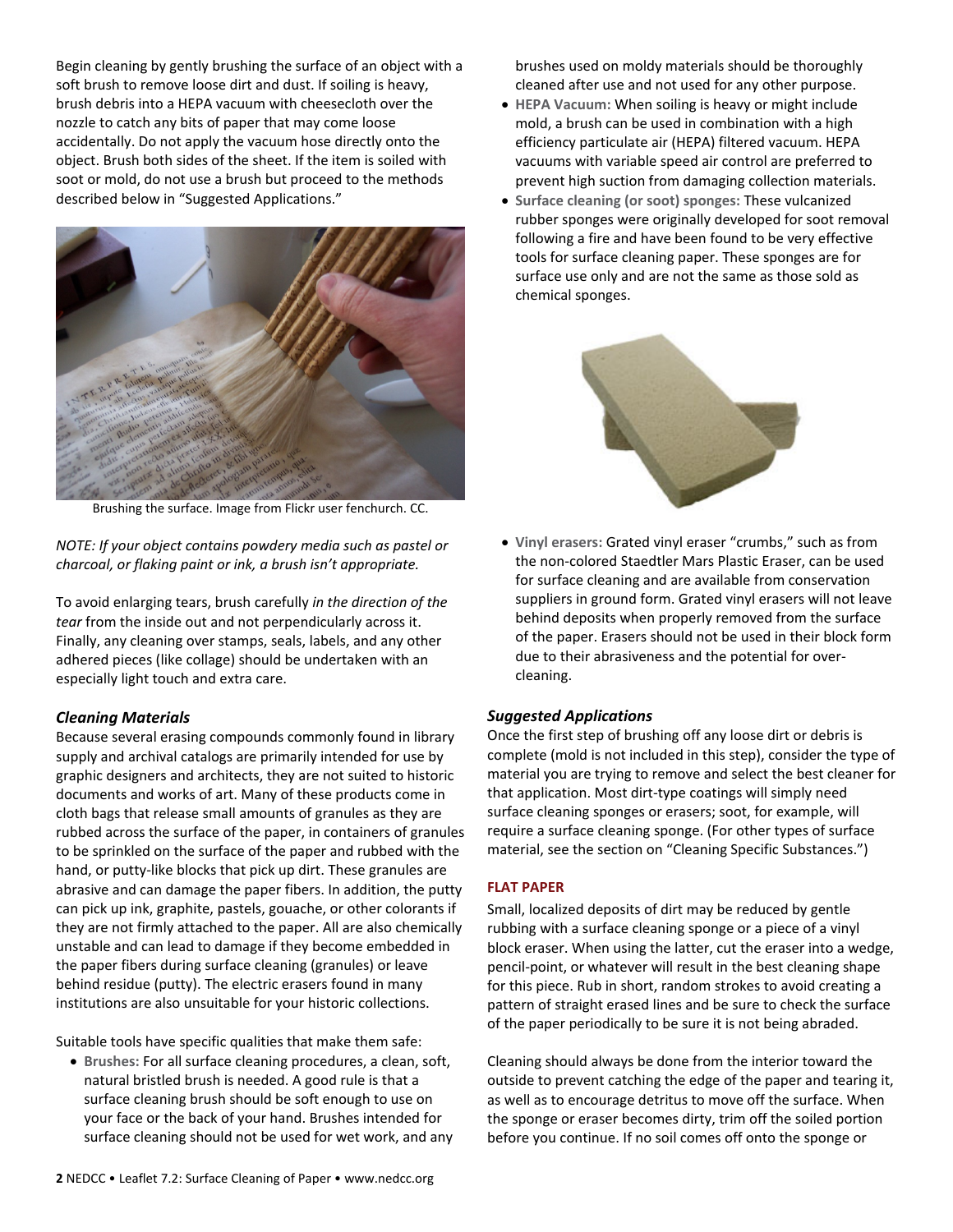Begin cleaning by gently brushing the surface of an object with a soft brush to remove loose dirt and dust. If soiling is heavy, brush debris into a HEPA vacuum with cheesecloth over the nozzle to catch any bits of paper that may come loose accidentally. Do not apply the vacuum hose directly onto the object. Brush both sides of the sheet. If the item is soiled with soot or mold, do not use a brush but proceed to the methods described below in "Suggested Applications."

Brushing the surface. Image from Flickr user fenchurch. CC.

*NOTE: If your object contains powdery media such as pastel or charcoal, or flaking paint or ink, a brush isn't appropriate.*

To avoid enlarging tears, brush carefully *in the direction of the tear* from the inside out and not perpendicularly across it. Finally, any cleaning over stamps, seals, labels, and any other adhered pieces (like collage) should be undertaken with an especially light touch and extra care.

### *Cleaning Materials*

Because several erasing compounds commonly found in library supply and archival catalogs are primarily intended for use by graphic designers and architects, they are not suited to historic documents and works of art. Many of these products come in cloth bags that release small amounts of granules as they are rubbed across the surface of the paper, in containers of granules to be sprinkled on the surface of the paper and rubbed with the hand, or putty-like blocks that pick up dirt. These granules are abrasive and can damage the paper fibers. In addition, the putty can pick up ink, graphite, pastels, gouache, or other colorants if they are not firmly attached to the paper. All are also chemically unstable and can lead to damage if they become embedded in the paper fibers during surface cleaning (granules) or leave behind residue (putty). The electric erasers found in many institutions are also unsuitable for your historic collections.

Suitable tools have specific qualities that make them safe:

- **Brushes:** For all surface cleaning procedures, a clean, soft, natural bristled brush is needed. A good rule is that a surface cleaning brush should be soft enough to use on your face or the back of your hand. Brushes intended for surface cleaning should not be used for wet work, and any brushes used on moldy materials should be thoroughly cleaned after use and not used for any other purpose.
- **HEPA Vacuum:** When soiling is heavy or might include mold, a brush can be used in combination with a high efficiency particulate air (HEPA) filtered vacuum. HEPA vacuums with variable speed air control are preferred to prevent high suction from damaging collection materials.
- **Surface cleaning (or soot) sponges:** These vulcanized rubber sponges were originally developed for soot removal following a fire and have been found to be very effective tools for surface cleaning paper. These sponges are for surface use only and are not the same as those sold as chemical sponges.
- **Vinyl erasers:** Grated vinyl eraser "crumbs," such as from the non-colored Staedtler Mars Plastic Eraser, can be used for surface cleaning and are available from conservation suppliers in ground form. Grated vinyl erasers will not leave behind deposits when properly removed from the surface of the paper. Erasers should not be used in their block form due to their abrasiveness and the potential for over-cleaning.

### *Suggested Applications*

Once the first step of brushing off any loose dirt or debris is complete (mold is not included in this step), consider the type of material you are trying to remove and select the best cleaner for that application. Most dirt-type coatings will simply need surface cleaning sponges or erasers; soot, for example, will require a surface cleaning sponge. (For other types of surface material, see the section on "Cleaning Specific Substances.")

#### FLAT PAPER

Small, localized deposits of dirt may be reduced by gentle rubbing with a surface cleaning sponge or a piece of a vinyl block eraser. When using the latter, cut the eraser into a wedge, pencil-point, or whatever will result in the best cleaning shape for this piece. Rub in short, random strokes to avoid creating a pattern of straight erased lines and be sure to check the surface of the paper periodically to be sure it is not being abraded.

Cleaning should always be done from the interior toward the outside to prevent catching the edge of the paper and tearing it, as well as to encourage detritus to move off the surface. When the sponge or eraser becomes dirty, trim off the soiled portion before you continue. If no soil comes off onto the sponge or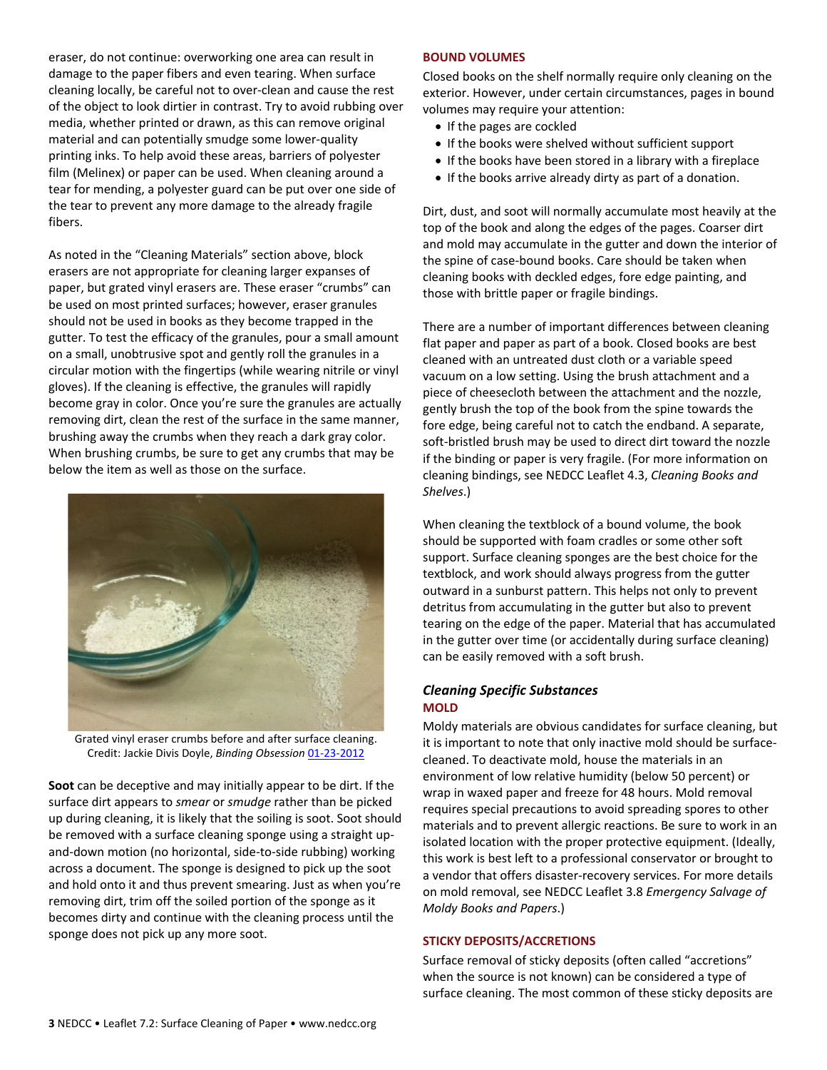eraser, do not continue: overworking one area can result in damage to the paper fibers and even tearing. When surface cleaning locally, be careful not to over-clean and cause the rest of the object to look dirtier in contrast. Try to avoid rubbing over media, whether printed or drawn, as this can remove original material and can potentially smudge some lower-quality printing inks. To help avoid these areas, barriers of polyester film (Melinex) or paper can be used. When cleaning around a tear for mending, a polyester guard can be put over one side of the tear to prevent any more damage to the already fragile fibers.

As noted in the "Cleaning Materials" section above, block erasers are not appropriate for cleaning larger expanses of paper, but grated vinyl erasers are. These eraser "crumbs" can be used on most printed surfaces; however, eraser granules should not be used in books as they become trapped in the gutter. To test the efficacy of the granules, pour a small amount on a small, unobtrusive spot and gently roll the granules in a circular motion with the fingertips (while wearing nitrile or vinyl gloves). If the cleaning is effective, the granules will rapidly become gray in color. Once you're sure the granules are actually removing dirt, clean the rest of the surface in the same manner, brushing away the crumbs when they reach a dark gray color. When brushing crumbs, be sure to get any crumbs that may be below the item as well as those on the surface.

Grated vinyl eraser crumbs before and after surface cleaning. Credit: Jackie Divis Doyle, *Binding Obsession* 01-23-2012

**Soot** can be deceptive and may initially appear to be dirt. If the surface dirt appears to *smear* or *smudge* rather than be picked up during cleaning, it is likely that the soiling is soot. Soot should be removed with a surface cleaning sponge using a straight up-and-down motion (no horizontal, side-to-side rubbing) working across a document. The sponge is designed to pick up the soot and hold onto it and thus prevent smearing. Just as when you're removing dirt, trim off the soiled portion of the sponge as it becomes dirty and continue with the cleaning process until the sponge does not pick up any more soot.

## BOUND VOLUMES

Closed books on the shelf normally require only cleaning on the exterior. However, under certain circumstances, pages in bound volumes may require your attention:

- If the pages are cockled
- If the books were shelved without sufficient support
- If the books have been stored in a library with a fireplace
- If the books arrive already dirty as part of a donation.

Dirt, dust, and soot will normally accumulate most heavily at the top of the book and along the edges of the pages. Coarser dirt and mold may accumulate in the gutter and down the interior of the spine of case-bound books. Care should be taken when cleaning books with deckled edges, fore edge painting, and those with brittle paper or fragile bindings.

There are a number of important differences between cleaning flat paper and paper as part of a book. Closed books are best cleaned with an untreated dust cloth or a variable speed vacuum on a low setting. Using the brush attachment and a piece of cheesecloth between the attachment and the nozzle, gently brush the top of the book from the spine towards the fore edge, being careful not to catch the endband. A separate, soft-bristled brush may be used to direct dirt toward the nozzle if the binding or paper is very fragile. (For more information on cleaning bindings, see NEDCC Leaflet 4.3, *Cleaning Books and Shelves*.)

When cleaning the textblock of a bound volume, the book should be supported with foam cradles or some other soft support. Surface cleaning sponges are the best choice for the textblock, and work should always progress from the gutter outward in a sunburst pattern. This helps not only to prevent detritus from accumulating in the gutter but also to prevent tearing on the edge of the paper. Material that has accumulated in the gutter over time (or accidentally during surface cleaning) can be easily removed with a soft brush.

### *Cleaning Specific Substances*

## MOLD

Moldy materials are obvious candidates for surface cleaning, but it is important to note that only inactive mold should be surface-cleaned. To deactivate mold, house the materials in an environment of low relative humidity (below 50 percent) or wrap in waxed paper and freeze for 48 hours. Mold removal requires special precautions to avoid spreading spores to other materials and to prevent allergic reactions. Be sure to work in an isolated location with the proper protective equipment. (Ideally, this work is best left to a professional conservator or brought to a vendor that offers disaster-recovery services. For more details on mold removal, see NEDCC Leaflet 3.8 *Emergency Salvage of Moldy Books and Papers*.)

## STICKY DEPOSITS/ACCRETIONS

Surface removal of sticky deposits (often called "accretions" when the source is not known) can be considered a type of surface cleaning. The most common of these sticky deposits are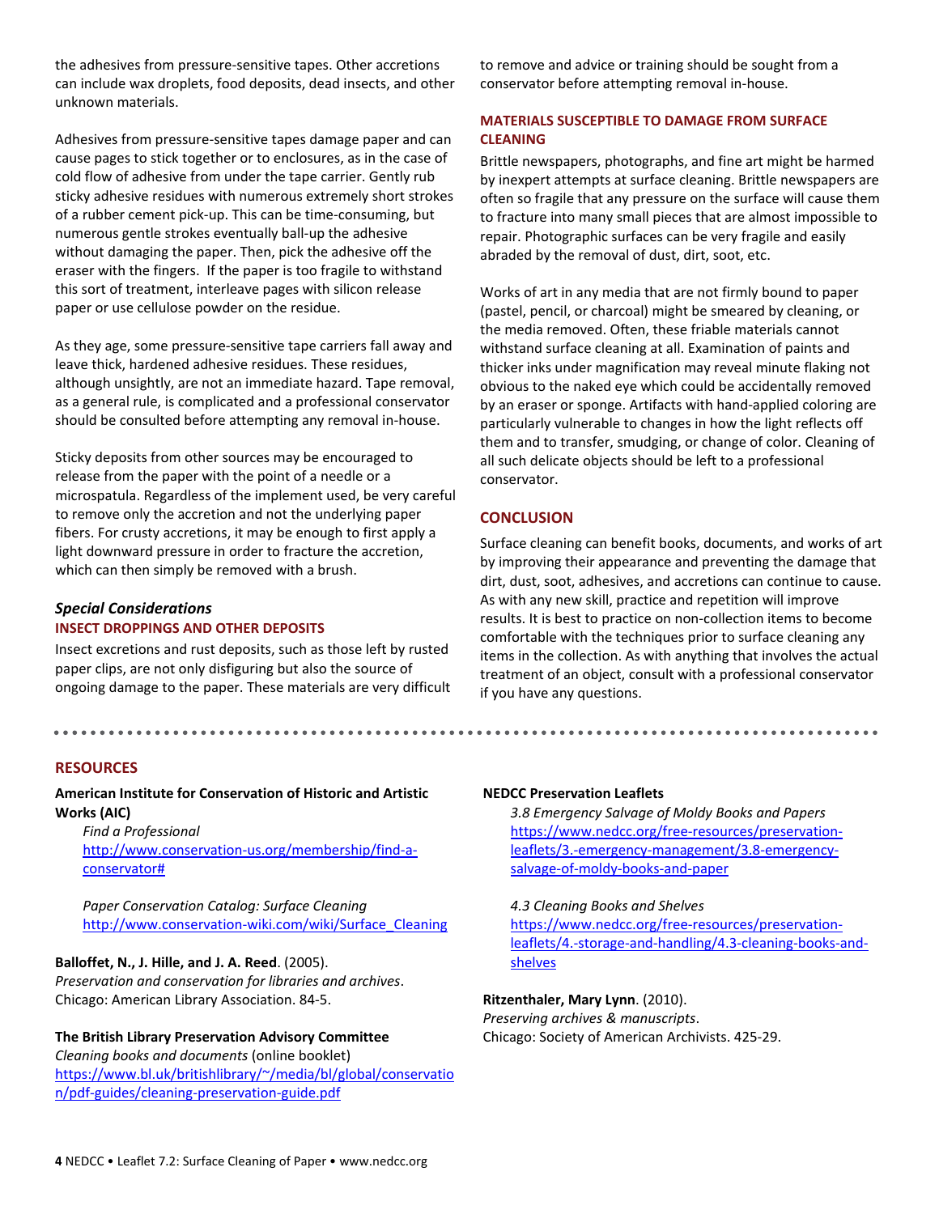the adhesives from pressure-sensitive tapes. Other accretions can include wax droplets, food deposits, dead insects, and other unknown materials.

Adhesives from pressure-sensitive tapes damage paper and can cause pages to stick together or to enclosures, as in the case of cold flow of adhesive from under the tape carrier. Gently rub sticky adhesive residues with numerous extremely short strokes of a rubber cement pick-up. This can be time-consuming, but numerous gentle strokes eventually ball-up the adhesive without damaging the paper. Then, pick the adhesive off the eraser with the fingers. If the paper is too fragile to withstand this sort of treatment, interleave pages with silicon release paper or use cellulose powder on the residue.

As they age, some pressure-sensitive tape carriers fall away and leave thick, hardened adhesive residues. These residues, although unsightly, are not an immediate hazard. Tape removal, as a general rule, is complicated and a professional conservator should be consulted before attempting any removal in-house.

Sticky deposits from other sources may be encouraged to release from the paper with the point of a needle or a microspatula. Regardless of the implement used, be very careful to remove only the accretion and not the underlying paper fibers. For crusty accretions, it may be enough to first apply a light downward pressure in order to fracture the accretion, which can then simply be removed with a brush.

### *Special Considerations*

#### INSECT DROPPINGS AND OTHER DEPOSITS

Insect excretions and rust deposits, such as those left by rusted paper clips, are not only disfiguring but also the source of ongoing damage to the paper. These materials are very difficult to remove and advice or training should be sought from a conservator before attempting removal in-house.

#### MATERIALS SUSCEPTIBLE TO DAMAGE FROM SURFACE CLEANING

Brittle newspapers, photographs, and fine art might be harmed by inexpert attempts at surface cleaning. Brittle newspapers are often so fragile that any pressure on the surface will cause them to fracture into many small pieces that are almost impossible to repair. Photographic surfaces can be very fragile and easily abraded by the removal of dust, dirt, soot, etc.

Works of art in any media that are not firmly bound to paper (pastel, pencil, or charcoal) might be smeared by cleaning, or the media removed. Often, these friable materials cannot withstand surface cleaning at all. Examination of paints and thicker inks under magnification may reveal minute flaking not obvious to the naked eye which could be accidentally removed by an eraser or sponge. Artifacts with hand-applied coloring are particularly vulnerable to changes in how the light reflects off them and to transfer, smudging, or change of color. Cleaning of all such delicate objects should be left to a professional conservator.

## CONCLUSION

Surface cleaning can benefit books, documents, and works of art by improving their appearance and preventing the damage that dirt, dust, soot, adhesives, and accretions can continue to cause. As with any new skill, practice and repetition will improve results. It is best to practice on non-collection items to become comfortable with the techniques prior to surface cleaning any items in the collection. As with anything that involves the actual treatment of an object, consult with a professional conservator if you have any questions.

---

## RESOURCES

**American Institute for Conservation of Historic and Artistic Works (AIC)**

*Find a Professional*
http://www.conservation-us.org/membership/find-a-conservator#

*Paper Conservation Catalog: Surface Cleaning*
http://www.conservation-wiki.com/wiki/Surface_Cleaning

**Balloffet, N., J. Hille, and J. A. Reed**. (2005).
*Preservation and conservation for libraries and archives*.
Chicago: American Library Association. 84-5.

**The British Library Preservation Advisory Committee**
*Cleaning books and documents* (online booklet)
https://www.bl.uk/britishlibrary/~/media/bl/global/conservation/pdf-guides/cleaning-preservation-guide.pdf

**NEDCC Preservation Leaflets**

*3.8 Emergency Salvage of Moldy Books and Papers*
https://www.nedcc.org/free-resources/preservation-leaflets/3.-emergency-management/3.8-emergency-salvage-of-moldy-books-and-paper

*4.3 Cleaning Books and Shelves*
https://www.nedcc.org/free-resources/preservation-leaflets/4.-storage-and-handling/4.3-cleaning-books-and-shelves

**Ritzenthaler, Mary Lynn**. (2010).
*Preserving archives & manuscripts*.
Chicago: Society of American Archivists. 425-29.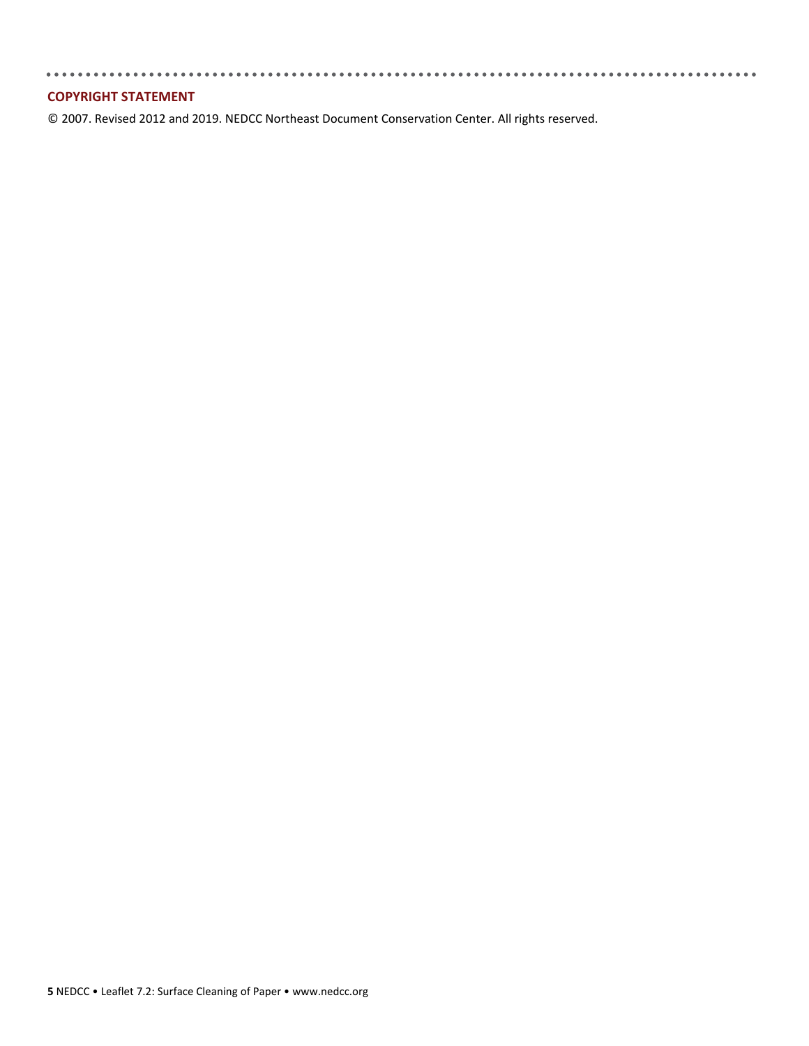## COPYRIGHT STATEMENT

© 2007. Revised 2012 and 2019. NEDCC Northeast Document Conservation Center. All rights reserved.